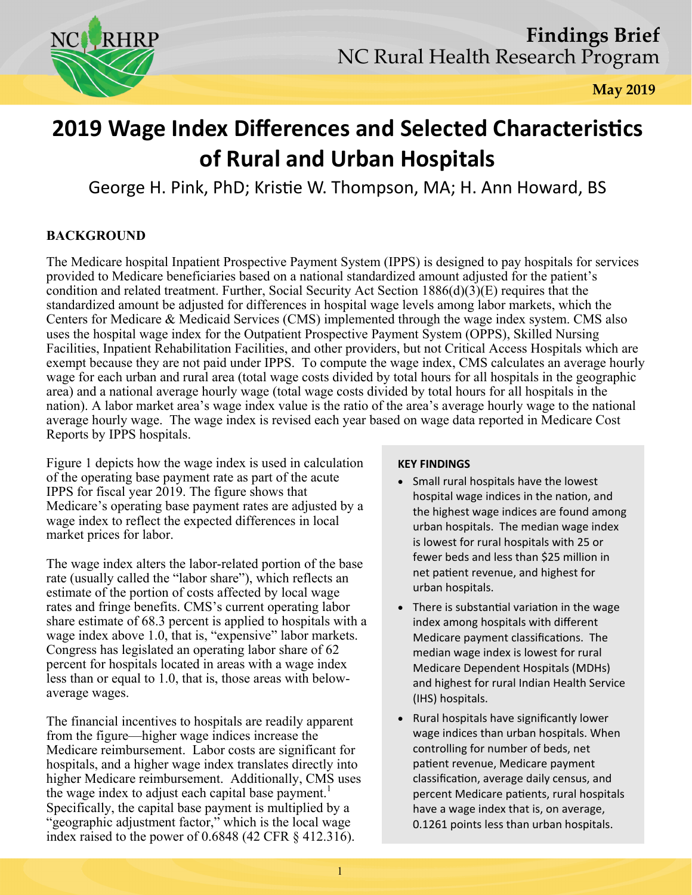Findings Brief
NC Rural Health Research Program

May 2019

# 2019 Wage Index Differences and Selected Characteristics of Rural and Urban Hospitals

George H. Pink, PhD; Kristie W. Thompson, MA; H. Ann Howard, BS

## BACKGROUND

The Medicare hospital Inpatient Prospective Payment System (IPPS) is designed to pay hospitals for services provided to Medicare beneficiaries based on a national standardized amount adjusted for the patient's condition and related treatment. Further, Social Security Act Section 1886(d)(3)(E) requires that the standardized amount be adjusted for differences in hospital wage levels among labor markets, which the Centers for Medicare & Medicaid Services (CMS) implemented through the wage index system. CMS also uses the hospital wage index for the Outpatient Prospective Payment System (OPPS), Skilled Nursing Facilities, Inpatient Rehabilitation Facilities, and other providers, but not Critical Access Hospitals which are exempt because they are not paid under IPPS. To compute the wage index, CMS calculates an average hourly wage for each urban and rural area (total wage costs divided by total hours for all hospitals in the geographic area) and a national average hourly wage (total wage costs divided by total hours for all hospitals in the nation). A labor market area's wage index value is the ratio of the area's average hourly wage to the national average hourly wage. The wage index is revised each year based on wage data reported in Medicare Cost Reports by IPPS hospitals.

Figure 1 depicts how the wage index is used in calculation of the operating base payment rate as part of the acute IPPS for fiscal year 2019. The figure shows that Medicare's operating base payment rates are adjusted by a wage index to reflect the expected differences in local market prices for labor.

The wage index alters the labor-related portion of the base rate (usually called the "labor share"), which reflects an estimate of the portion of costs affected by local wage rates and fringe benefits. CMS's current operating labor share estimate of 68.3 percent is applied to hospitals with a wage index above 1.0, that is, "expensive" labor markets. Congress has legislated an operating labor share of 62 percent for hospitals located in areas with a wage index less than or equal to 1.0, that is, those areas with below-average wages.

The financial incentives to hospitals are readily apparent from the figure—higher wage indices increase the Medicare reimbursement. Labor costs are significant for hospitals, and a higher wage index translates directly into higher Medicare reimbursement. Additionally, CMS uses the wage index to adjust each capital base payment.[1] Specifically, the capital base payment is multiplied by a "geographic adjustment factor," which is the local wage index raised to the power of 0.6848 (42 CFR § 412.316).

### KEY FINDINGS

- Small rural hospitals have the lowest hospital wage indices in the nation, and the highest wage indices are found among urban hospitals. The median wage index is lowest for rural hospitals with 25 or fewer beds and less than $25 million in net patient revenue, and highest for urban hospitals.
- There is substantial variation in the wage index among hospitals with different Medicare payment classifications. The median wage index is lowest for rural Medicare Dependent Hospitals (MDHs) and highest for rural Indian Health Service (IHS) hospitals.
- Rural hospitals have significantly lower wage indices than urban hospitals. When controlling for number of beds, net patient revenue, Medicare payment classification, average daily census, and percent Medicare patients, rural hospitals have a wage index that is, on average, 0.1261 points less than urban hospitals.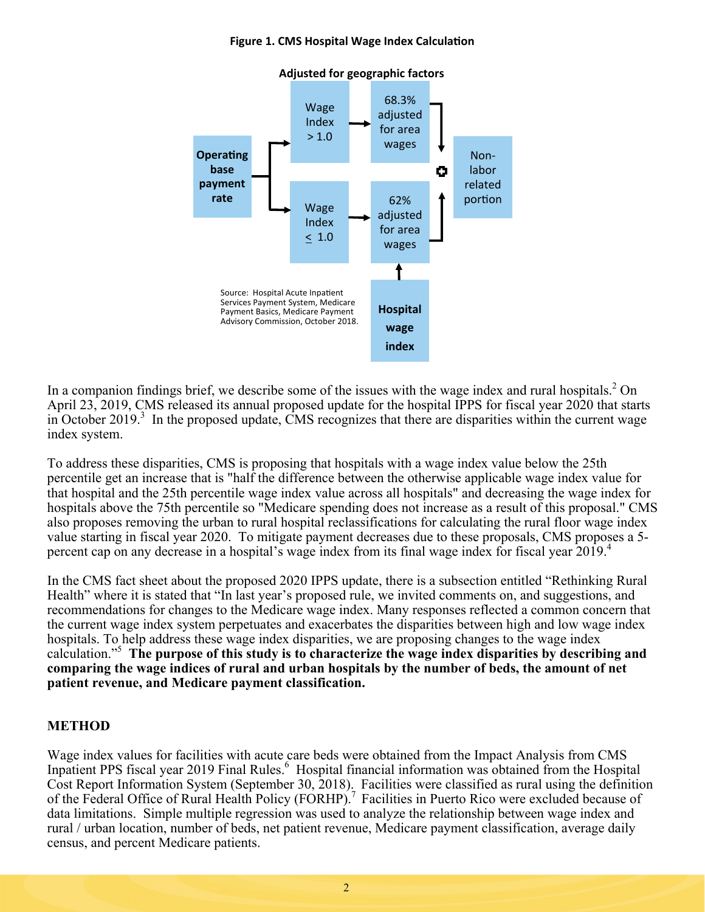**Figure 1. CMS Hospital Wage Index Calculation**

Adjusted for geographic factors

Operating base payment rate

Wage Index > 1.0

68.3% adjusted for area wages

Wage Index ≤ 1.0

62% adjusted for area wages

Non-labor related portion

Hospital wage index

Source: Hospital Acute Inpatient Services Payment System, Medicare Payment Basics, Medicare Payment Advisory Commission, October 2018.

In a companion findings brief, we describe some of the issues with the wage index and rural hospitals.[2] On April 23, 2019, CMS released its annual proposed update for the hospital IPPS for fiscal year 2020 that starts in October 2019.[3] In the proposed update, CMS recognizes that there are disparities within the current wage index system.

To address these disparities, CMS is proposing that hospitals with a wage index value below the 25th percentile get an increase that is "half the difference between the otherwise applicable wage index value for that hospital and the 25th percentile wage index value across all hospitals" and decreasing the wage index for hospitals above the 75th percentile so "Medicare spending does not increase as a result of this proposal." CMS also proposes removing the urban to rural hospital reclassifications for calculating the rural floor wage index value starting in fiscal year 2020. To mitigate payment decreases due to these proposals, CMS proposes a 5-percent cap on any decrease in a hospital's wage index from its final wage index for fiscal year 2019.[4]

In the CMS fact sheet about the proposed 2020 IPPS update, there is a subsection entitled "Rethinking Rural Health" where it is stated that "In last year's proposed rule, we invited comments on, and suggestions, and recommendations for changes to the Medicare wage index. Many responses reflected a common concern that the current wage index system perpetuates and exacerbates the disparities between high and low wage index hospitals. To help address these wage index disparities, we are proposing changes to the wage index calculation."[5] **The purpose of this study is to characterize the wage index disparities by describing and comparing the wage indices of rural and urban hospitals by the number of beds, the amount of net patient revenue, and Medicare payment classification.**

## METHOD

Wage index values for facilities with acute care beds were obtained from the Impact Analysis from CMS Inpatient PPS fiscal year 2019 Final Rules.[6] Hospital financial information was obtained from the Hospital Cost Report Information System (September 30, 2018). Facilities were classified as rural using the definition of the Federal Office of Rural Health Policy (FORHP).[7] Facilities in Puerto Rico were excluded because of data limitations. Simple multiple regression was used to analyze the relationship between wage index and rural / urban location, number of beds, net patient revenue, Medicare payment classification, average daily census, and percent Medicare patients.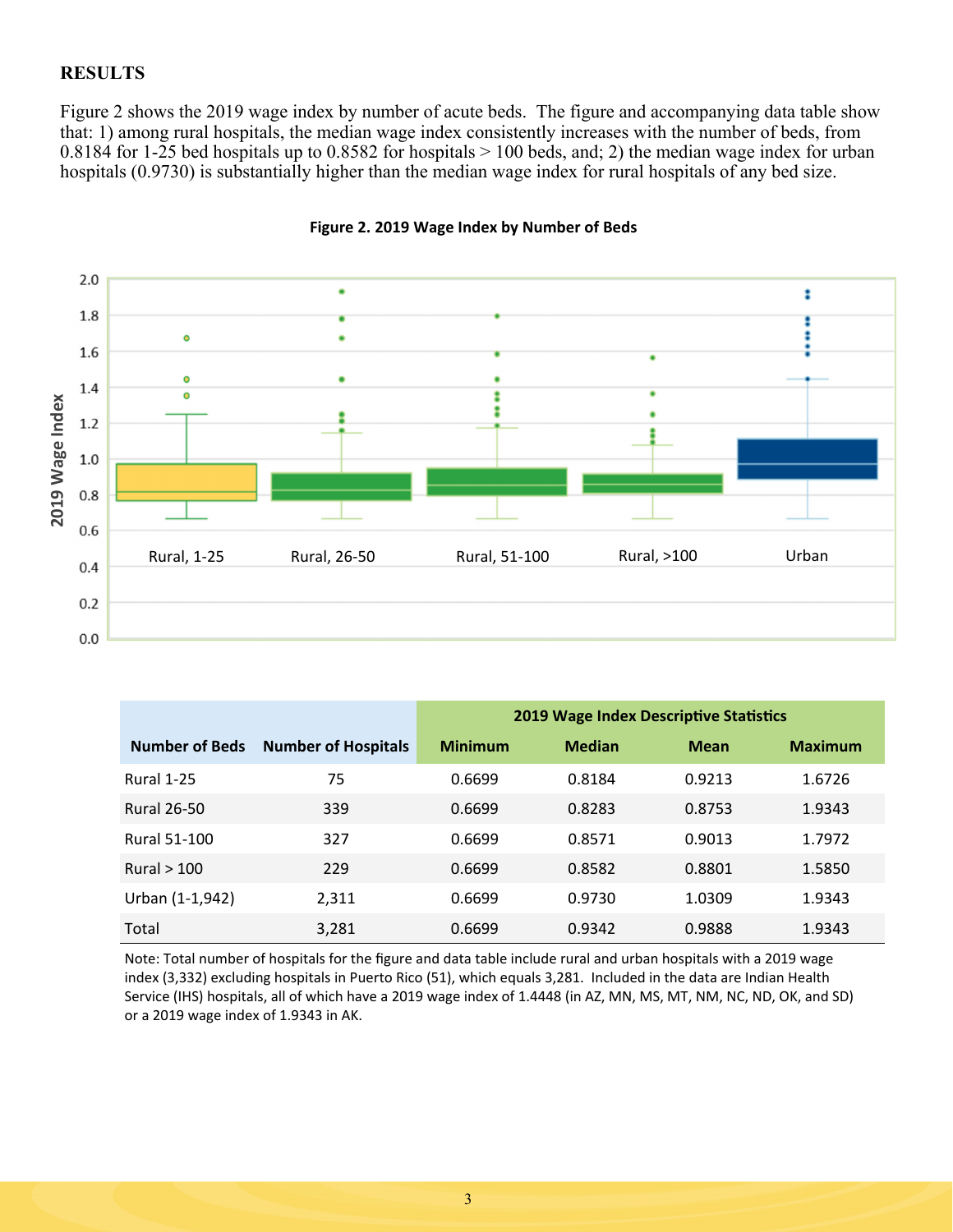## RESULTS

Figure 2 shows the 2019 wage index by number of acute beds. The figure and accompanying data table show that: 1) among rural hospitals, the median wage index consistently increases with the number of beds, from 0.8184 for 1-25 bed hospitals up to 0.8582 for hospitals > 100 beds, and; 2) the median wage index for urban hospitals (0.9730) is substantially higher than the median wage index for rural hospitals of any bed size.

**Figure 2. 2019 Wage Index by Number of Beds**

2019 Wage Index

2.0
1.8
1.6
1.4
1.2
1.0
0.8
0.6
0.4
0.2
0.0

Rural, 1-25
Rural, 26-50
Rural, 51-100
Rural, >100
Urban

| Number of Beds | Number of Hospitals | 2019 Wage Index Descriptive Statistics | | | |
|---|---|---|---|---|---|
| | | Minimum | Median | Mean | Maximum |
| Rural 1-25 | 75 | 0.6699 | 0.8184 | 0.9213 | 1.6726 |
| Rural 26-50 | 339 | 0.6699 | 0.8283 | 0.8753 | 1.9343 |
| Rural 51-100 | 327 | 0.6699 | 0.8571 | 0.9013 | 1.7972 |
| Rural > 100 | 229 | 0.6699 | 0.8582 | 0.8801 | 1.5850 |
| Urban (1-1,942) | 2,311 | 0.6699 | 0.9730 | 1.0309 | 1.9343 |
| Total | 3,281 | 0.6699 | 0.9342 | 0.9888 | 1.9343 |

Note: Total number of hospitals for the figure and data table include rural and urban hospitals with a 2019 wage index (3,332) excluding hospitals in Puerto Rico (51), which equals 3,281. Included in the data are Indian Health Service (IHS) hospitals, all of which have a 2019 wage index of 1.4448 (in AZ, MN, MS, MT, NM, NC, ND, OK, and SD) or a 2019 wage index of 1.9343 in AK.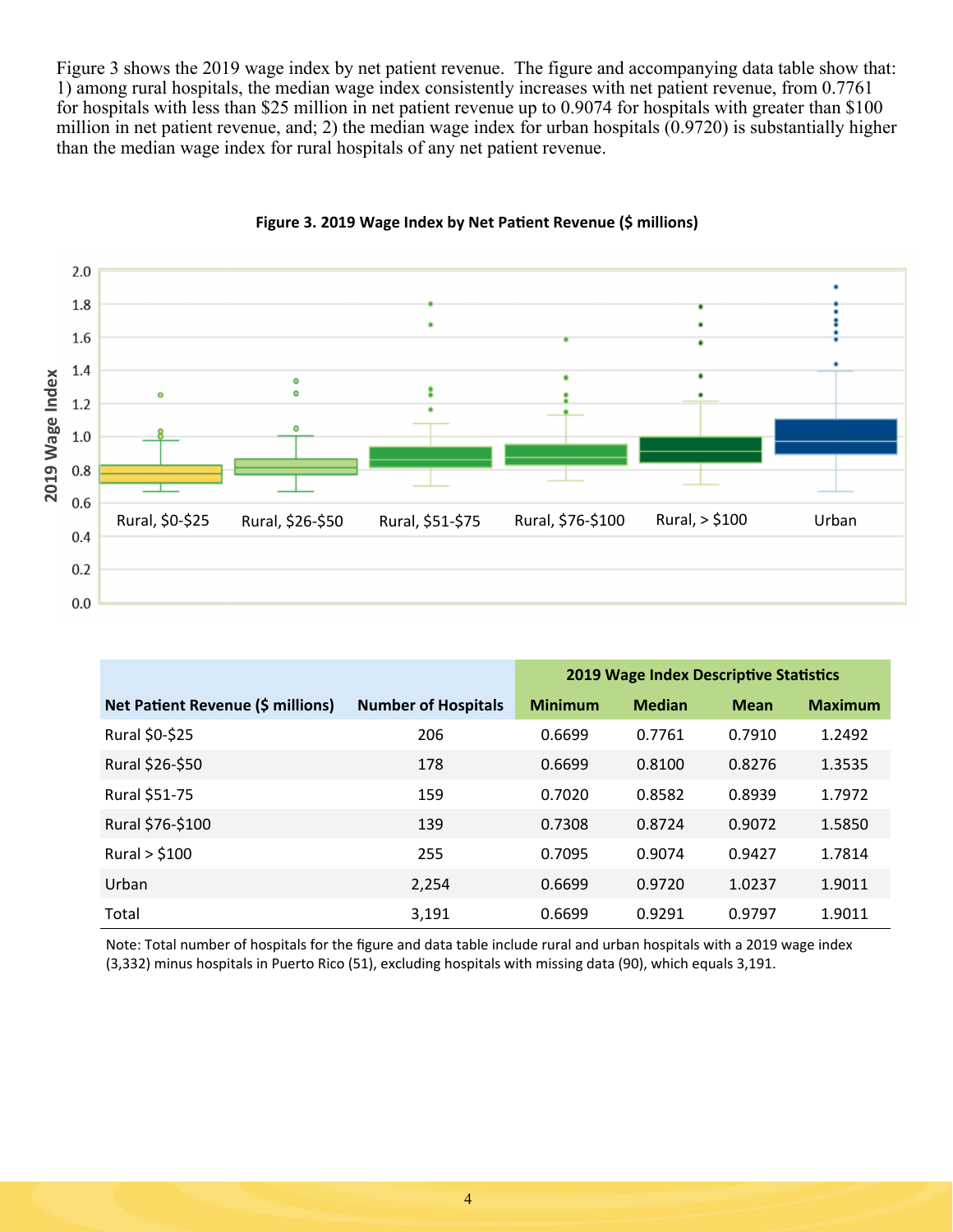Figure 3 shows the 2019 wage index by net patient revenue. The figure and accompanying data table show that: 1) among rural hospitals, the median wage index consistently increases with net patient revenue, from 0.7761 for hospitals with less than $25 million in net patient revenue up to 0.9074 for hospitals with greater than $100 million in net patient revenue, and; 2) the median wage index for urban hospitals (0.9720) is substantially higher than the median wage index for rural hospitals of any net patient revenue.

**Figure 3. 2019 Wage Index by Net Patient Revenue ($ millions)**

2019 Wage Index

2.0
1.8
1.6
1.4
1.2
1.0
0.8
0.6
0.4
0.2
0.0

Rural, $0-$25
Rural, $26-$50
Rural, $51-$75
Rural, $76-$100
Rural, > $100
Urban

| Net Patient Revenue ($ millions) | Number of Hospitals | 2019 Wage Index Descriptive Statistics | | | |
|---|---|---|---|---|---|
| | | Minimum | Median | Mean | Maximum |
| Rural $0-$25 | 206 | 0.6699 | 0.7761 | 0.7910 | 1.2492 |
| Rural $26-$50 | 178 | 0.6699 | 0.8100 | 0.8276 | 1.3535 |
| Rural $51-75 | 159 | 0.7020 | 0.8582 | 0.8939 | 1.7972 |
| Rural $76-$100 | 139 | 0.7308 | 0.8724 | 0.9072 | 1.5850 |
| Rural > $100 | 255 | 0.7095 | 0.9074 | 0.9427 | 1.7814 |
| Urban | 2,254 | 0.6699 | 0.9720 | 1.0237 | 1.9011 |
| Total | 3,191 | 0.6699 | 0.9291 | 0.9797 | 1.9011 |

Note: Total number of hospitals for the figure and data table include rural and urban hospitals with a 2019 wage index (3,332) minus hospitals in Puerto Rico (51), excluding hospitals with missing data (90), which equals 3,191.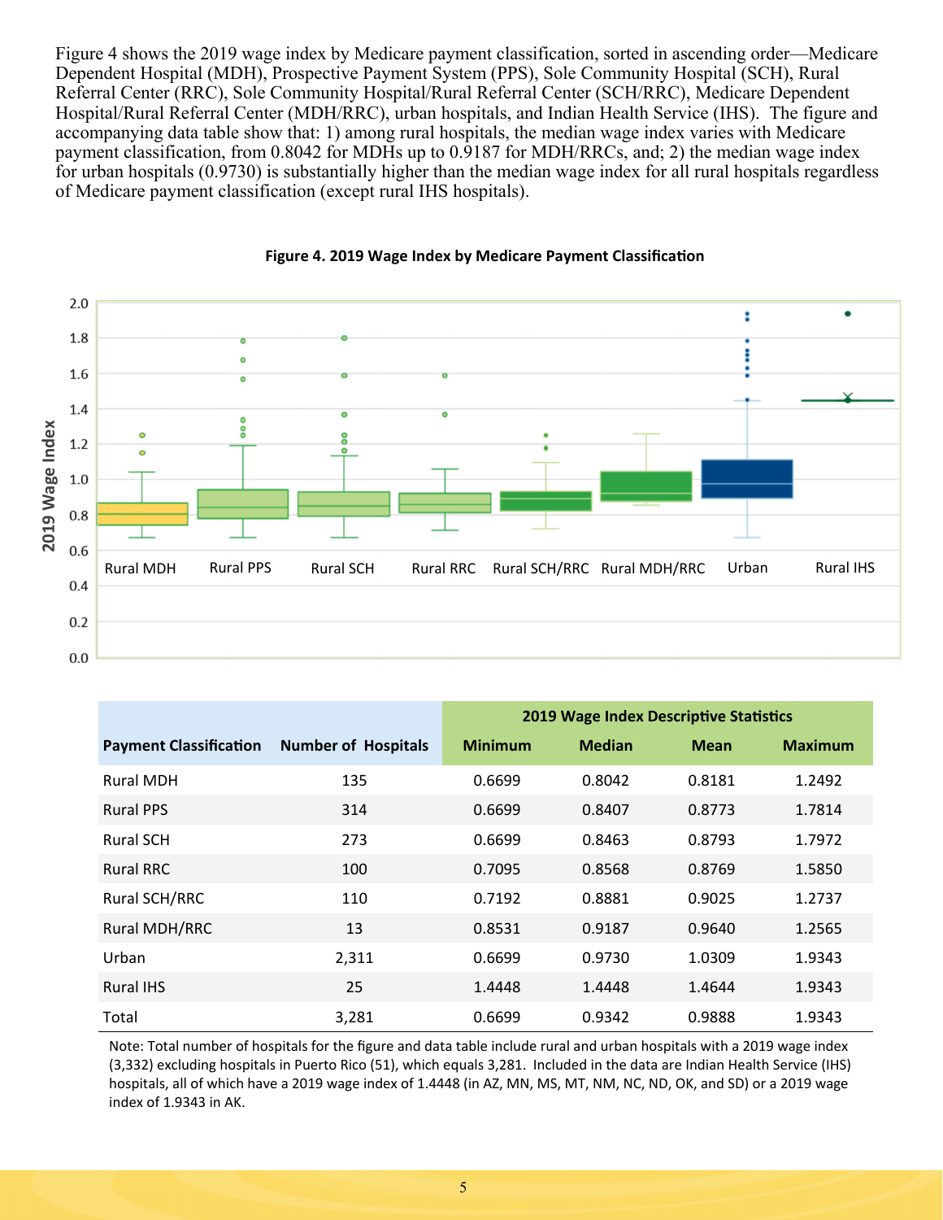Figure 4 shows the 2019 wage index by Medicare payment classification, sorted in ascending order—Medicare Dependent Hospital (MDH), Prospective Payment System (PPS), Sole Community Hospital (SCH), Rural Referral Center (RRC), Sole Community Hospital/Rural Referral Center (SCH/RRC), Medicare Dependent Hospital/Rural Referral Center (MDH/RRC), urban hospitals, and Indian Health Service (IHS). The figure and accompanying data table show that: 1) among rural hospitals, the median wage index varies with Medicare payment classification, from 0.8042 for MDHs up to 0.9187 for MDH/RRCs, and; 2) the median wage index for urban hospitals (0.9730) is substantially higher than the median wage index for all rural hospitals regardless of Medicare payment classification (except rural IHS hospitals).

**Figure 4. 2019 Wage Index by Medicare Payment Classification**

2019 Wage Index

2.0
1.8
1.6
1.4
1.2
1.0
0.8
0.6
0.4
0.2
0.0

Rural MDH
Rural PPS
Rural SCH
Rural RRC
Rural SCH/RRC
Rural MDH/RRC
Urban
Rural IHS

| Payment Classification | Number of Hospitals | 2019 Wage Index Descriptive Statistics | | | |
|---|---|---|---|---|---|
| | | Minimum | Median | Mean | Maximum |
| Rural MDH | 135 | 0.6699 | 0.8042 | 0.8181 | 1.2492 |
| Rural PPS | 314 | 0.6699 | 0.8407 | 0.8773 | 1.7814 |
| Rural SCH | 273 | 0.6699 | 0.8463 | 0.8793 | 1.7972 |
| Rural RRC | 100 | 0.7095 | 0.8568 | 0.8769 | 1.5850 |
| Rural SCH/RRC | 110 | 0.7192 | 0.8881 | 0.9025 | 1.2737 |
| Rural MDH/RRC | 13 | 0.8531 | 0.9187 | 0.9640 | 1.2565 |
| Urban | 2,311 | 0.6699 | 0.9730 | 1.0309 | 1.9343 |
| Rural IHS | 25 | 1.4448 | 1.4448 | 1.4644 | 1.9343 |
| Total | 3,281 | 0.6699 | 0.9342 | 0.9888 | 1.9343 |

Note: Total number of hospitals for the figure and data table include rural and urban hospitals with a 2019 wage index (3,332) excluding hospitals in Puerto Rico (51), which equals 3,281. Included in the data are Indian Health Service (IHS) hospitals, all of which have a 2019 wage index of 1.4448 (in AZ, MN, MS, MT, NM, NC, ND, OK, and SD) or a 2019 wage index of 1.9343 in AK.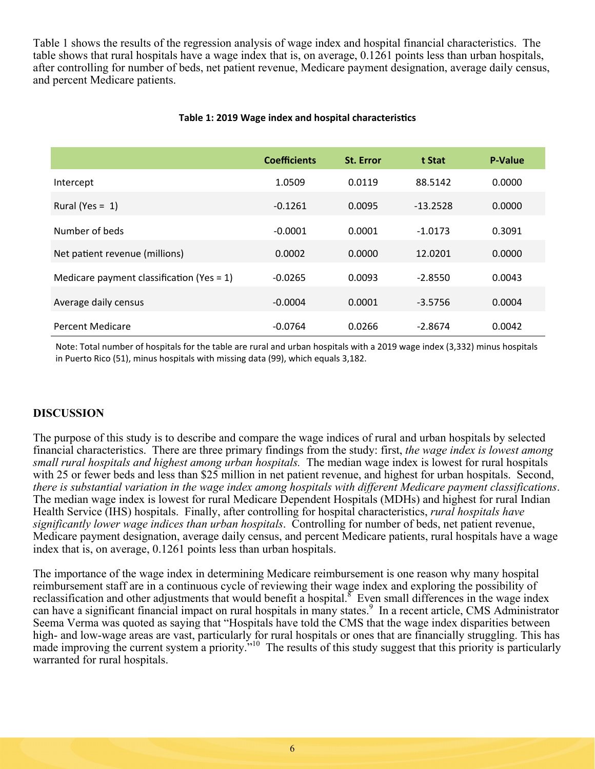Table 1 shows the results of the regression analysis of wage index and hospital financial characteristics. The table shows that rural hospitals have a wage index that is, on average, 0.1261 points less than urban hospitals, after controlling for number of beds, net patient revenue, Medicare payment designation, average daily census, and percent Medicare patients.

**Table 1: 2019 Wage index and hospital characteristics**

| | Coefficients | St. Error | t Stat | P-Value |
|---|---|---|---|---|
| Intercept | 1.0509 | 0.0119 | 88.5142 | 0.0000 |
| Rural (Yes = 1) | -0.1261 | 0.0095 | -13.2528 | 0.0000 |
| Number of beds | -0.0001 | 0.0001 | -1.0173 | 0.3091 |
| Net patient revenue (millions) | 0.0002 | 0.0000 | 12.0201 | 0.0000 |
| Medicare payment classification (Yes = 1) | -0.0265 | 0.0093 | -2.8550 | 0.0043 |
| Average daily census | -0.0004 | 0.0001 | -3.5756 | 0.0004 |
| Percent Medicare | -0.0764 | 0.0266 | -2.8674 | 0.0042 |

Note: Total number of hospitals for the table are rural and urban hospitals with a 2019 wage index (3,332) minus hospitals in Puerto Rico (51), minus hospitals with missing data (99), which equals 3,182.

## DISCUSSION

The purpose of this study is to describe and compare the wage indices of rural and urban hospitals by selected financial characteristics. There are three primary findings from the study: first, *the wage index is lowest among small rural hospitals and highest among urban hospitals.* The median wage index is lowest for rural hospitals with 25 or fewer beds and less than $25 million in net patient revenue, and highest for urban hospitals. Second, *there is substantial variation in the wage index among hospitals with different Medicare payment classifications*. The median wage index is lowest for rural Medicare Dependent Hospitals (MDHs) and highest for rural Indian Health Service (IHS) hospitals. Finally, after controlling for hospital characteristics, *rural hospitals have significantly lower wage indices than urban hospitals*. Controlling for number of beds, net patient revenue, Medicare payment designation, average daily census, and percent Medicare patients, rural hospitals have a wage index that is, on average, 0.1261 points less than urban hospitals.

The importance of the wage index in determining Medicare reimbursement is one reason why many hospital reimbursement staff are in a continuous cycle of reviewing their wage index and exploring the possibility of reclassification and other adjustments that would benefit a hospital.[8] Even small differences in the wage index can have a significant financial impact on rural hospitals in many states.[9] In a recent article, CMS Administrator Seema Verma was quoted as saying that "Hospitals have told the CMS that the wage index disparities between high- and low-wage areas are vast, particularly for rural hospitals or ones that are financially struggling. This has made improving the current system a priority."[10] The results of this study suggest that this priority is particularly warranted for rural hospitals.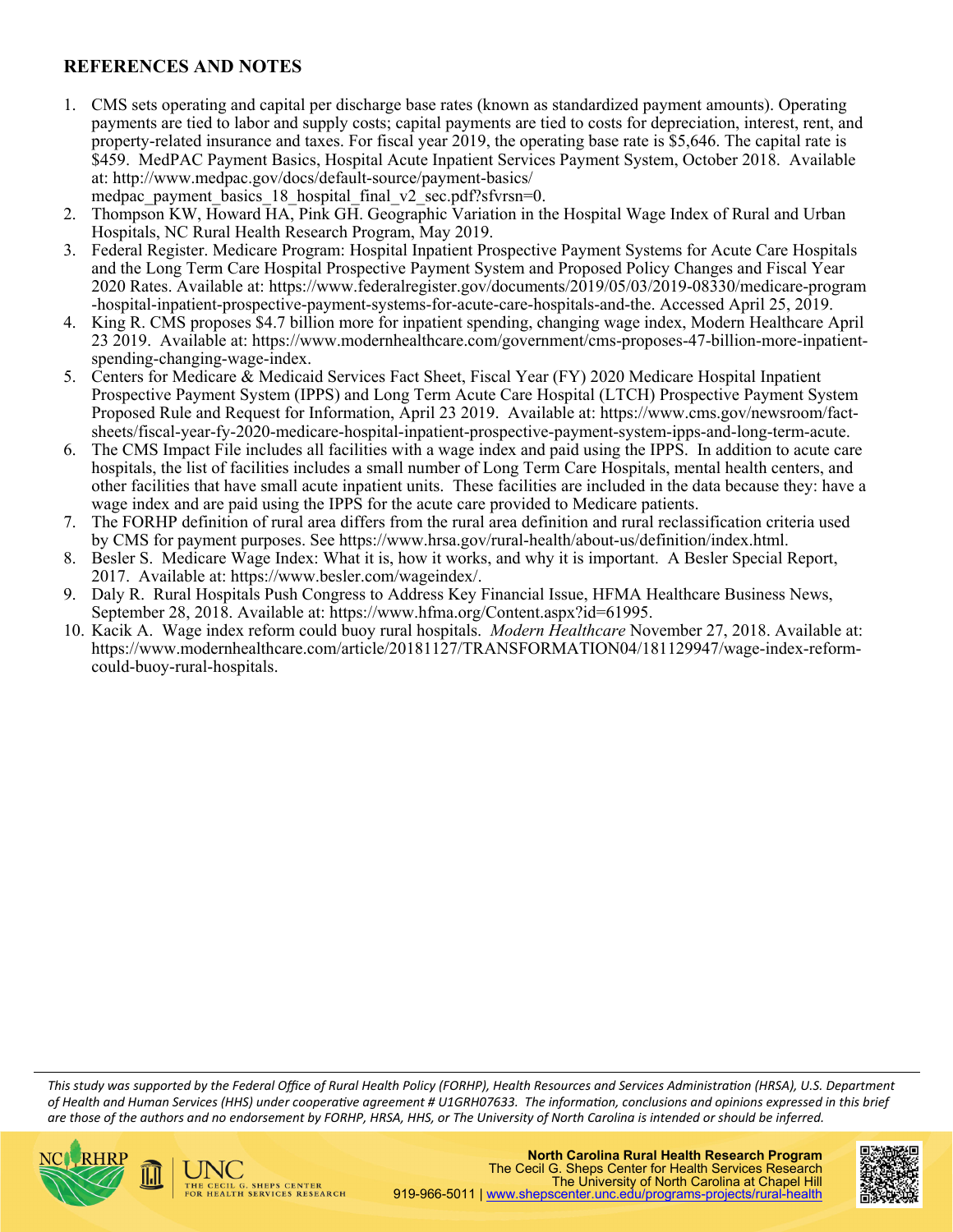## REFERENCES AND NOTES

1. CMS sets operating and capital per discharge base rates (known as standardized payment amounts). Operating payments are tied to labor and supply costs; capital payments are tied to costs for depreciation, interest, rent, and property-related insurance and taxes. For fiscal year 2019, the operating base rate is $5,646. The capital rate is $459. MedPAC Payment Basics, Hospital Acute Inpatient Services Payment System, October 2018. Available at: http://www.medpac.gov/docs/default-source/payment-basics/medpac_payment_basics_18_hospital_final_v2_sec.pdf?sfvrsn=0.
2. Thompson KW, Howard HA, Pink GH. Geographic Variation in the Hospital Wage Index of Rural and Urban Hospitals, NC Rural Health Research Program, May 2019.
3. Federal Register. Medicare Program: Hospital Inpatient Prospective Payment Systems for Acute Care Hospitals and the Long Term Care Hospital Prospective Payment System and Proposed Policy Changes and Fiscal Year 2020 Rates. Available at: https://www.federalregister.gov/documents/2019/05/03/2019-08330/medicare-program-hospital-inpatient-prospective-payment-systems-for-acute-care-hospitals-and-the. Accessed April 25, 2019.
4. King R. CMS proposes $4.7 billion more for inpatient spending, changing wage index, Modern Healthcare April 23 2019. Available at: https://www.modernhealthcare.com/government/cms-proposes-47-billion-more-inpatient-spending-changing-wage-index.
5. Centers for Medicare & Medicaid Services Fact Sheet, Fiscal Year (FY) 2020 Medicare Hospital Inpatient Prospective Payment System (IPPS) and Long Term Acute Care Hospital (LTCH) Prospective Payment System Proposed Rule and Request for Information, April 23 2019. Available at: https://www.cms.gov/newsroom/fact-sheets/fiscal-year-fy-2020-medicare-hospital-inpatient-prospective-payment-system-ipps-and-long-term-acute.
6. The CMS Impact File includes all facilities with a wage index and paid using the IPPS. In addition to acute care hospitals, the list of facilities includes a small number of Long Term Care Hospitals, mental health centers, and other facilities that have small acute inpatient units. These facilities are included in the data because they: have a wage index and are paid using the IPPS for the acute care provided to Medicare patients.
7. The FORHP definition of rural area differs from the rural area definition and rural reclassification criteria used by CMS for payment purposes. See https://www.hrsa.gov/rural-health/about-us/definition/index.html.
8. Besler S. Medicare Wage Index: What it is, how it works, and why it is important. A Besler Special Report, 2017. Available at: https://www.besler.com/wageindex/.
9. Daly R. Rural Hospitals Push Congress to Address Key Financial Issue, HFMA Healthcare Business News, September 28, 2018. Available at: https://www.hfma.org/Content.aspx?id=61995.
10. Kacik A. Wage index reform could buoy rural hospitals. *Modern Healthcare* November 27, 2018. Available at: https://www.modernhealthcare.com/article/20181127/TRANSFORMATION04/181129947/wage-index-reform-could-buoy-rural-hospitals.

*This study was supported by the Federal Office of Rural Health Policy (FORHP), Health Resources and Services Administration (HRSA), U.S. Department of Health and Human Services (HHS) under cooperative agreement # U1GRH07633. The information, conclusions and opinions expressed in this brief are those of the authors and no endorsement by FORHP, HRSA, HHS, or The University of North Carolina is intended or should be inferred.*

**North Carolina Rural Health Research Program**
The Cecil G. Sheps Center for Health Services Research
The University of North Carolina at Chapel Hill
919-966-5011 | www.shepscenter.unc.edu/programs-projects/rural-health